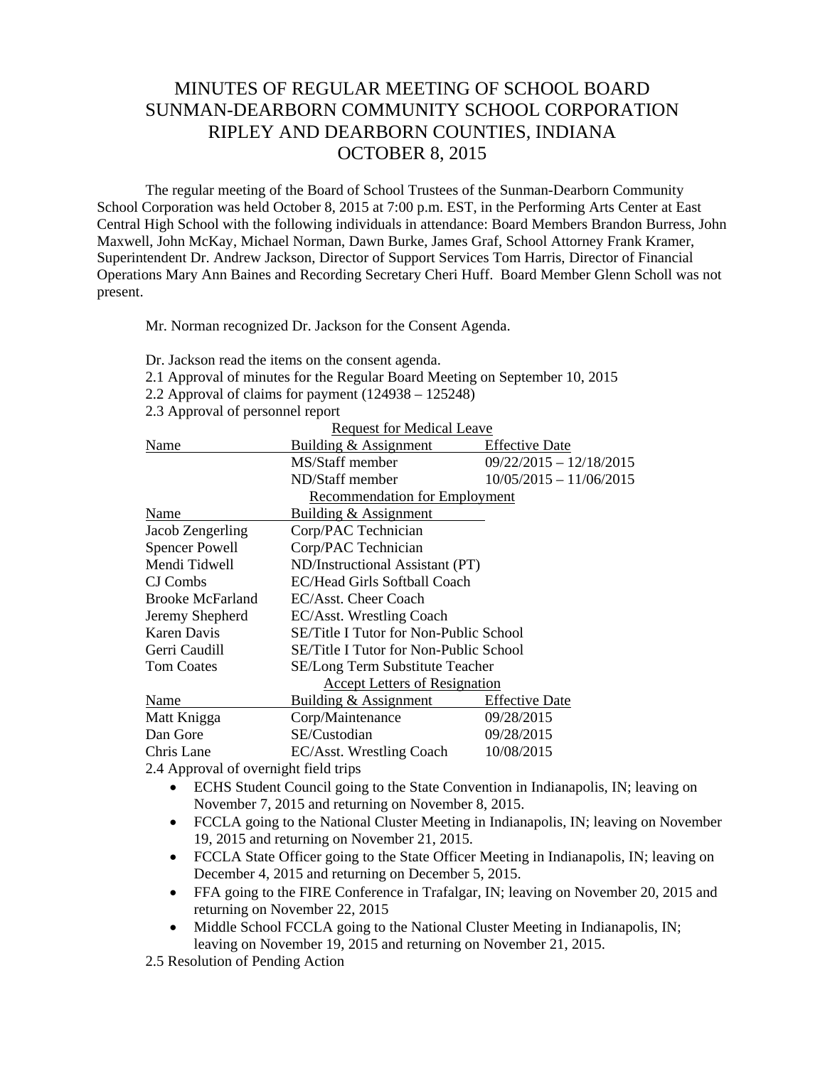# MINUTES OF REGULAR MEETING OF SCHOOL BOARD
# SUNMAN-DEARBORN COMMUNITY SCHOOL CORPORATION
# RIPLEY AND DEARBORN COUNTIES, INDIANA
# OCTOBER 8, 2015

The regular meeting of the Board of School Trustees of the Sunman-Dearborn Community School Corporation was held October 8, 2015 at 7:00 p.m. EST, in the Performing Arts Center at East Central High School with the following individuals in attendance: Board Members Brandon Burress, John Maxwell, John McKay, Michael Norman, Dawn Burke, James Graf, School Attorney Frank Kramer, Superintendent Dr. Andrew Jackson, Director of Support Services Tom Harris, Director of Financial Operations Mary Ann Baines and Recording Secretary Cheri Huff. Board Member Glenn Scholl was not present.

Mr. Norman recognized Dr. Jackson for the Consent Agenda.

Dr. Jackson read the items on the consent agenda.

2.1 Approval of minutes for the Regular Board Meeting on September 10, 2015

2.2 Approval of claims for payment (124938 – 125248)

2.3 Approval of personnel report

**Request for Medical Leave**

| Name | Building & Assignment | Effective Date |
|---|---|---|
| | MS/Staff member | 09/22/2015 – 12/18/2015 |
| | ND/Staff member | 10/05/2015 – 11/06/2015 |

**Recommendation for Employment**

| Name | Building & Assignment |
|---|---|
| Jacob Zengerling | Corp/PAC Technician |
| Spencer Powell | Corp/PAC Technician |
| Mendi Tidwell | ND/Instructional Assistant (PT) |
| CJ Combs | EC/Head Girls Softball Coach |
| Brooke McFarland | EC/Asst. Cheer Coach |
| Jeremy Shepherd | EC/Asst. Wrestling Coach |
| Karen Davis | SE/Title I Tutor for Non-Public School |
| Gerri Caudill | SE/Title I Tutor for Non-Public School |
| Tom Coates | SE/Long Term Substitute Teacher |

**Accept Letters of Resignation**

| Name | Building & Assignment | Effective Date |
|---|---|---|
| Matt Knigga | Corp/Maintenance | 09/28/2015 |
| Dan Gore | SE/Custodian | 09/28/2015 |
| Chris Lane | EC/Asst. Wrestling Coach | 10/08/2015 |

2.4 Approval of overnight field trips

- ECHS Student Council going to the State Convention in Indianapolis, IN; leaving on November 7, 2015 and returning on November 8, 2015.
- FCCLA going to the National Cluster Meeting in Indianapolis, IN; leaving on November 19, 2015 and returning on November 21, 2015.
- FCCLA State Officer going to the State Officer Meeting in Indianapolis, IN; leaving on December 4, 2015 and returning on December 5, 2015.
- FFA going to the FIRE Conference in Trafalgar, IN; leaving on November 20, 2015 and returning on November 22, 2015
- Middle School FCCLA going to the National Cluster Meeting in Indianapolis, IN; leaving on November 19, 2015 and returning on November 21, 2015.

2.5 Resolution of Pending Action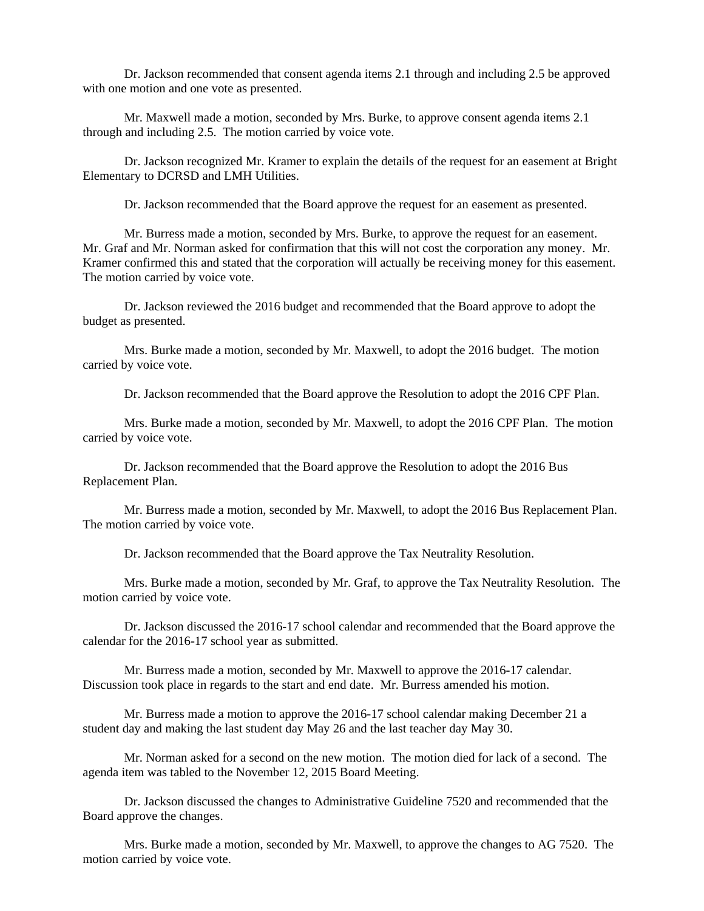Dr. Jackson recommended that consent agenda items 2.1 through and including 2.5 be approved with one motion and one vote as presented.

Mr. Maxwell made a motion, seconded by Mrs. Burke, to approve consent agenda items 2.1 through and including 2.5. The motion carried by voice vote.

Dr. Jackson recognized Mr. Kramer to explain the details of the request for an easement at Bright Elementary to DCRSD and LMH Utilities.

Dr. Jackson recommended that the Board approve the request for an easement as presented.

Mr. Burress made a motion, seconded by Mrs. Burke, to approve the request for an easement. Mr. Graf and Mr. Norman asked for confirmation that this will not cost the corporation any money. Mr. Kramer confirmed this and stated that the corporation will actually be receiving money for this easement. The motion carried by voice vote.

Dr. Jackson reviewed the 2016 budget and recommended that the Board approve to adopt the budget as presented.

Mrs. Burke made a motion, seconded by Mr. Maxwell, to adopt the 2016 budget. The motion carried by voice vote.

Dr. Jackson recommended that the Board approve the Resolution to adopt the 2016 CPF Plan.

Mrs. Burke made a motion, seconded by Mr. Maxwell, to adopt the 2016 CPF Plan. The motion carried by voice vote.

Dr. Jackson recommended that the Board approve the Resolution to adopt the 2016 Bus Replacement Plan.

Mr. Burress made a motion, seconded by Mr. Maxwell, to adopt the 2016 Bus Replacement Plan. The motion carried by voice vote.

Dr. Jackson recommended that the Board approve the Tax Neutrality Resolution.

Mrs. Burke made a motion, seconded by Mr. Graf, to approve the Tax Neutrality Resolution. The motion carried by voice vote.

Dr. Jackson discussed the 2016-17 school calendar and recommended that the Board approve the calendar for the 2016-17 school year as submitted.

Mr. Burress made a motion, seconded by Mr. Maxwell to approve the 2016-17 calendar. Discussion took place in regards to the start and end date. Mr. Burress amended his motion.

Mr. Burress made a motion to approve the 2016-17 school calendar making December 21 a student day and making the last student day May 26 and the last teacher day May 30.

Mr. Norman asked for a second on the new motion. The motion died for lack of a second. The agenda item was tabled to the November 12, 2015 Board Meeting.

Dr. Jackson discussed the changes to Administrative Guideline 7520 and recommended that the Board approve the changes.

Mrs. Burke made a motion, seconded by Mr. Maxwell, to approve the changes to AG 7520. The motion carried by voice vote.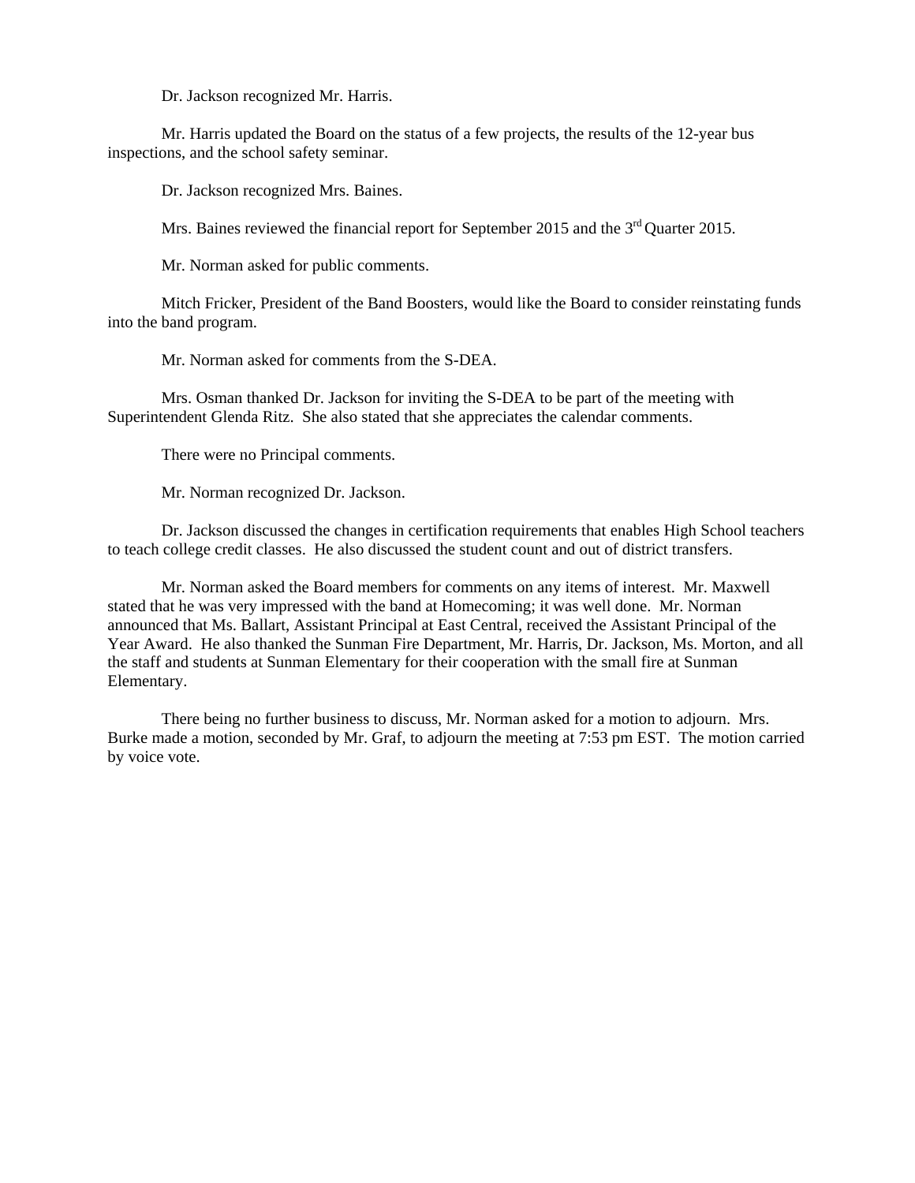Dr. Jackson recognized Mr. Harris.

Mr. Harris updated the Board on the status of a few projects, the results of the 12-year bus inspections, and the school safety seminar.

Dr. Jackson recognized Mrs. Baines.

Mrs. Baines reviewed the financial report for September 2015 and the 3rd Quarter 2015.

Mr. Norman asked for public comments.

Mitch Fricker, President of the Band Boosters, would like the Board to consider reinstating funds into the band program.

Mr. Norman asked for comments from the S-DEA.

Mrs. Osman thanked Dr. Jackson for inviting the S-DEA to be part of the meeting with Superintendent Glenda Ritz. She also stated that she appreciates the calendar comments.

There were no Principal comments.

Mr. Norman recognized Dr. Jackson.

Dr. Jackson discussed the changes in certification requirements that enables High School teachers to teach college credit classes. He also discussed the student count and out of district transfers.

Mr. Norman asked the Board members for comments on any items of interest. Mr. Maxwell stated that he was very impressed with the band at Homecoming; it was well done. Mr. Norman announced that Ms. Ballart, Assistant Principal at East Central, received the Assistant Principal of the Year Award. He also thanked the Sunman Fire Department, Mr. Harris, Dr. Jackson, Ms. Morton, and all the staff and students at Sunman Elementary for their cooperation with the small fire at Sunman Elementary.

There being no further business to discuss, Mr. Norman asked for a motion to adjourn. Mrs. Burke made a motion, seconded by Mr. Graf, to adjourn the meeting at 7:53 pm EST. The motion carried by voice vote.